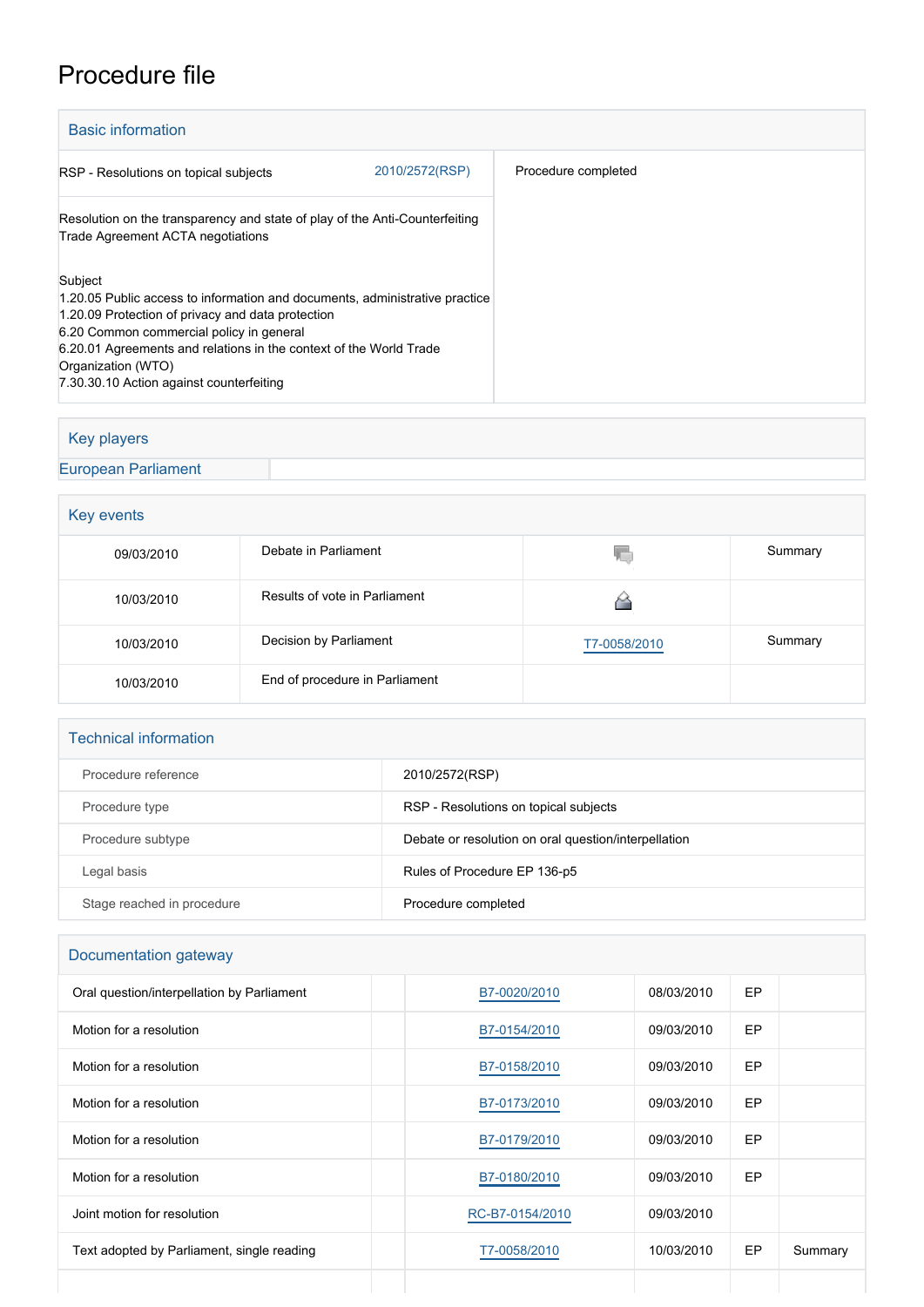# Procedure file

## Basic information

| | | |
|---|---|---|
| RSP - Resolutions on topical subjects | 2010/2572(RSP) | Procedure completed |
| Resolution on the transparency and state of play of the Anti-Counterfeiting Trade Agreement ACTA negotiations | | |
| Subject<br>1.20.05 Public access to information and documents, administrative practice<br>1.20.09 Protection of privacy and data protection<br>6.20 Common commercial policy in general<br>6.20.01 Agreements and relations in the context of the World Trade Organization (WTO)<br>7.30.30.10 Action against counterfeiting | | |

## Key players

| | |
|---|---|
| European Parliament | |

## Key events

| | | | |
|---|---|---|---|
| 09/03/2010 | Debate in Parliament | | Summary |
| 10/03/2010 | Results of vote in Parliament | | |
| 10/03/2010 | Decision by Parliament | T7-0058/2010 | Summary |
| 10/03/2010 | End of procedure in Parliament | | |

## Technical information

| | |
|---|---|
| Procedure reference | 2010/2572(RSP) |
| Procedure type | RSP - Resolutions on topical subjects |
| Procedure subtype | Debate or resolution on oral question/interpellation |
| Legal basis | Rules of Procedure EP 136-p5 |
| Stage reached in procedure | Procedure completed |

## Documentation gateway

| | | | | | |
|---|---|---|---|---|---|
| Oral question/interpellation by Parliament | | B7-0020/2010 | 08/03/2010 | EP | |
| Motion for a resolution | | B7-0154/2010 | 09/03/2010 | EP | |
| Motion for a resolution | | B7-0158/2010 | 09/03/2010 | EP | |
| Motion for a resolution | | B7-0173/2010 | 09/03/2010 | EP | |
| Motion for a resolution | | B7-0179/2010 | 09/03/2010 | EP | |
| Motion for a resolution | | B7-0180/2010 | 09/03/2010 | EP | |
| Joint motion for resolution | | RC-B7-0154/2010 | 09/03/2010 | | |
| Text adopted by Parliament, single reading | | T7-0058/2010 | 10/03/2010 | EP | Summary |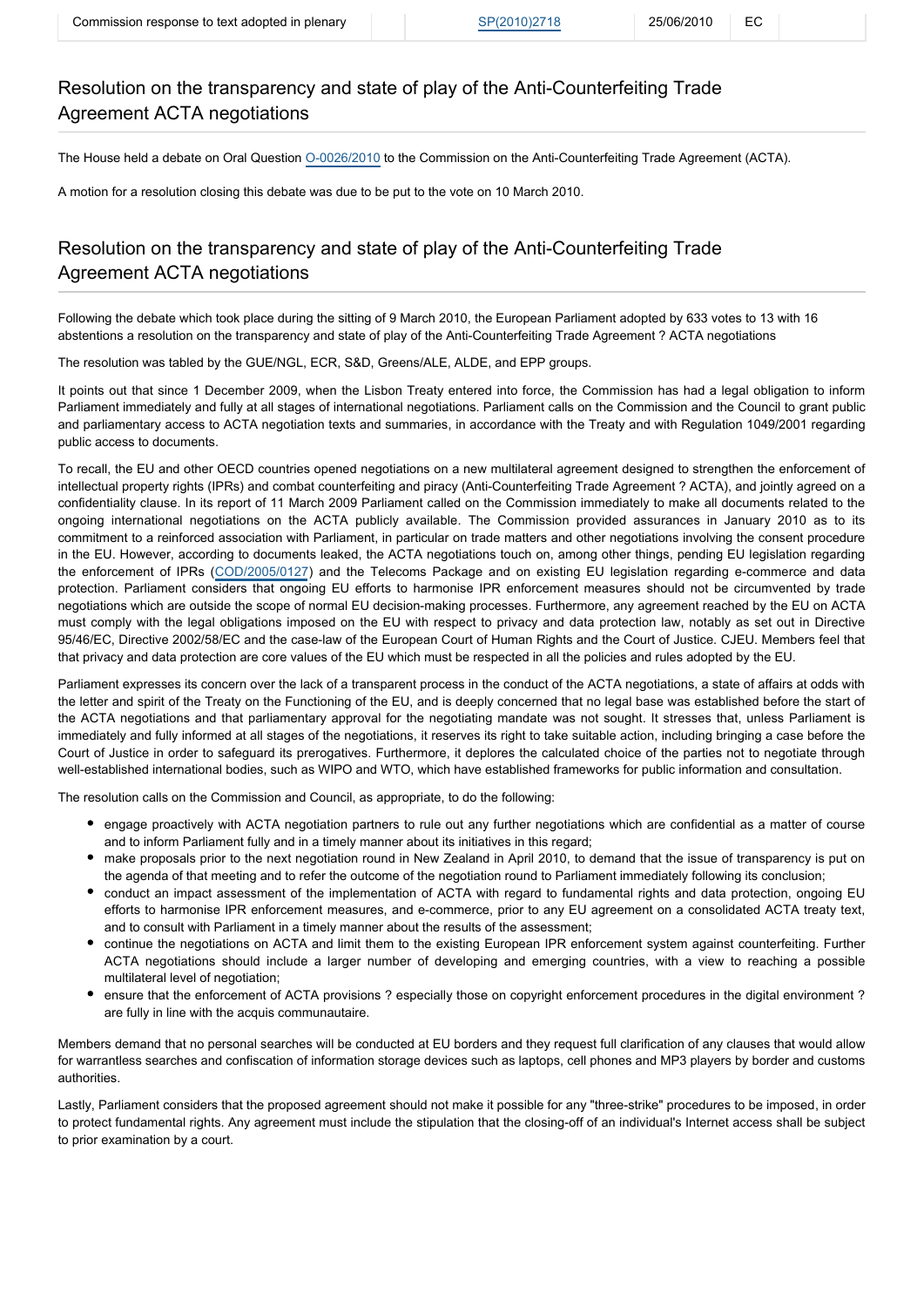| Commission response to text adopted in plenary | SP(2010)2718 | 25/06/2010 | EC |
| --- | --- | --- | --- |

## Resolution on the transparency and state of play of the Anti-Counterfeiting Trade Agreement ACTA negotiations

The House held a debate on Oral Question O-0026/2010 to the Commission on the Anti-Counterfeiting Trade Agreement (ACTA).

A motion for a resolution closing this debate was due to be put to the vote on 10 March 2010.

## Resolution on the transparency and state of play of the Anti-Counterfeiting Trade Agreement ACTA negotiations

Following the debate which took place during the sitting of 9 March 2010, the European Parliament adopted by 633 votes to 13 with 16 abstentions a resolution on the transparency and state of play of the Anti-Counterfeiting Trade Agreement ? ACTA negotiations

The resolution was tabled by the GUE/NGL, ECR, S&D, Greens/ALE, ALDE, and EPP groups.

It points out that since 1 December 2009, when the Lisbon Treaty entered into force, the Commission has had a legal obligation to inform Parliament immediately and fully at all stages of international negotiations. Parliament calls on the Commission and the Council to grant public and parliamentary access to ACTA negotiation texts and summaries, in accordance with the Treaty and with Regulation 1049/2001 regarding public access to documents.

To recall, the EU and other OECD countries opened negotiations on a new multilateral agreement designed to strengthen the enforcement of intellectual property rights (IPRs) and combat counterfeiting and piracy (Anti-Counterfeiting Trade Agreement ? ACTA), and jointly agreed on a confidentiality clause. In its report of 11 March 2009 Parliament called on the Commission immediately to make all documents related to the ongoing international negotiations on the ACTA publicly available. The Commission provided assurances in January 2010 as to its commitment to a reinforced association with Parliament, in particular on trade matters and other negotiations involving the consent procedure in the EU. However, according to documents leaked, the ACTA negotiations touch on, among other things, pending EU legislation regarding the enforcement of IPRs (COD/2005/0127) and the Telecoms Package and on existing EU legislation regarding e-commerce and data protection. Parliament considers that ongoing EU efforts to harmonise IPR enforcement measures should not be circumvented by trade negotiations which are outside the scope of normal EU decision-making processes. Furthermore, any agreement reached by the EU on ACTA must comply with the legal obligations imposed on the EU with respect to privacy and data protection law, notably as set out in Directive 95/46/EC, Directive 2002/58/EC and the case-law of the European Court of Human Rights and the Court of Justice. CJEU. Members feel that that privacy and data protection are core values of the EU which must be respected in all the policies and rules adopted by the EU.

Parliament expresses its concern over the lack of a transparent process in the conduct of the ACTA negotiations, a state of affairs at odds with the letter and spirit of the Treaty on the Functioning of the EU, and is deeply concerned that no legal base was established before the start of the ACTA negotiations and that parliamentary approval for the negotiating mandate was not sought. It stresses that, unless Parliament is immediately and fully informed at all stages of the negotiations, it reserves its right to take suitable action, including bringing a case before the Court of Justice in order to safeguard its prerogatives. Furthermore, it deplores the calculated choice of the parties not to negotiate through well-established international bodies, such as WIPO and WTO, which have established frameworks for public information and consultation.

The resolution calls on the Commission and Council, as appropriate, to do the following:

- engage proactively with ACTA negotiation partners to rule out any further negotiations which are confidential as a matter of course and to inform Parliament fully and in a timely manner about its initiatives in this regard;
- make proposals prior to the next negotiation round in New Zealand in April 2010, to demand that the issue of transparency is put on the agenda of that meeting and to refer the outcome of the negotiation round to Parliament immediately following its conclusion;
- conduct an impact assessment of the implementation of ACTA with regard to fundamental rights and data protection, ongoing EU efforts to harmonise IPR enforcement measures, and e-commerce, prior to any EU agreement on a consolidated ACTA treaty text, and to consult with Parliament in a timely manner about the results of the assessment;
- continue the negotiations on ACTA and limit them to the existing European IPR enforcement system against counterfeiting. Further ACTA negotiations should include a larger number of developing and emerging countries, with a view to reaching a possible multilateral level of negotiation;
- ensure that the enforcement of ACTA provisions ? especially those on copyright enforcement procedures in the digital environment ? are fully in line with the acquis communautaire.

Members demand that no personal searches will be conducted at EU borders and they request full clarification of any clauses that would allow for warrantless searches and confiscation of information storage devices such as laptops, cell phones and MP3 players by border and customs authorities.

Lastly, Parliament considers that the proposed agreement should not make it possible for any "three-strike" procedures to be imposed, in order to protect fundamental rights. Any agreement must include the stipulation that the closing-off of an individual's Internet access shall be subject to prior examination by a court.